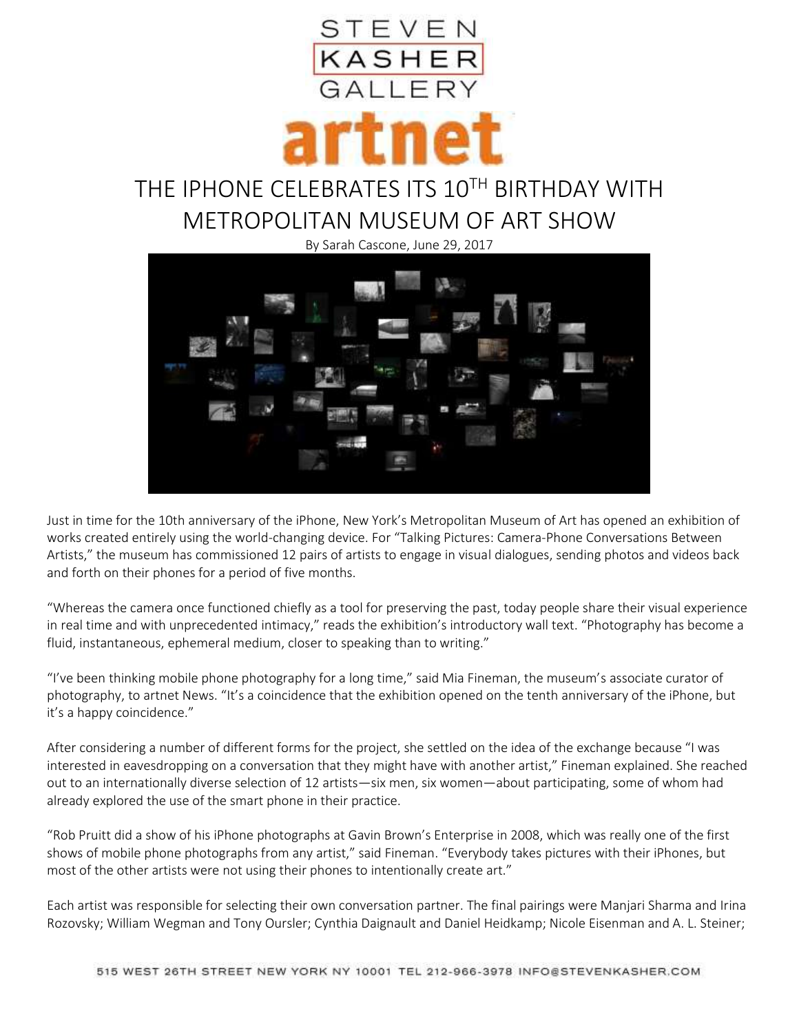STEVEN KASHER GALLERY

artnet

# THE IPHONE CELEBRATES ITS 10TH BIRTHDAY WITH METROPOLITAN MUSEUM OF ART SHOW

By Sarah Cascone, June 29, 2017

Just in time for the 10th anniversary of the iPhone, New York's Metropolitan Museum of Art has opened an exhibition of works created entirely using the world-changing device. For "Talking Pictures: Camera-Phone Conversations Between Artists," the museum has commissioned 12 pairs of artists to engage in visual dialogues, sending photos and videos back and forth on their phones for a period of five months.

"Whereas the camera once functioned chiefly as a tool for preserving the past, today people share their visual experience in real time and with unprecedented intimacy," reads the exhibition's introductory wall text. "Photography has become a fluid, instantaneous, ephemeral medium, closer to speaking than to writing."

"I've been thinking mobile phone photography for a long time," said Mia Fineman, the museum's associate curator of photography, to artnet News. "It's a coincidence that the exhibition opened on the tenth anniversary of the iPhone, but it's a happy coincidence."

After considering a number of different forms for the project, she settled on the idea of the exchange because "I was interested in eavesdropping on a conversation that they might have with another artist," Fineman explained. She reached out to an internationally diverse selection of 12 artists—six men, six women—about participating, some of whom had already explored the use of the smart phone in their practice.

"Rob Pruitt did a show of his iPhone photographs at Gavin Brown's Enterprise in 2008, which was really one of the first shows of mobile phone photographs from any artist," said Fineman. "Everybody takes pictures with their iPhones, but most of the other artists were not using their phones to intentionally create art."

Each artist was responsible for selecting their own conversation partner. The final pairings were Manjari Sharma and Irina Rozovsky; William Wegman and Tony Oursler; Cynthia Daignault and Daniel Heidkamp; Nicole Eisenman and A. L. Steiner;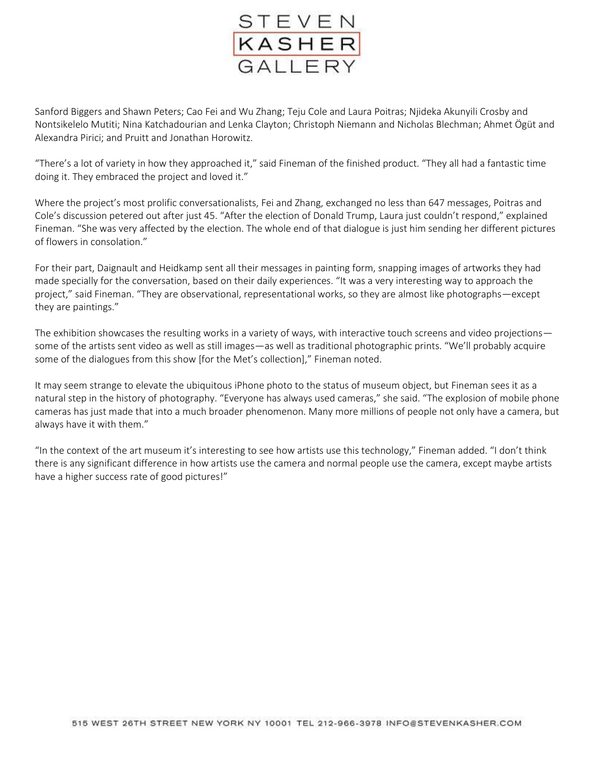Sanford Biggers and Shawn Peters; Cao Fei and Wu Zhang; Teju Cole and Laura Poitras; Njideka Akunyili Crosby and Nontsikelelo Mutiti; Nina Katchadourian and Lenka Clayton; Christoph Niemann and Nicholas Blechman; Ahmet Ögüt and Alexandra Pirici; and Pruitt and Jonathan Horowitz.

"There's a lot of variety in how they approached it," said Fineman of the finished product. "They all had a fantastic time doing it. They embraced the project and loved it."

Where the project's most prolific conversationalists, Fei and Zhang, exchanged no less than 647 messages, Poitras and Cole's discussion petered out after just 45. "After the election of Donald Trump, Laura just couldn't respond," explained Fineman. "She was very affected by the election. The whole end of that dialogue is just him sending her different pictures of flowers in consolation."

For their part, Daignault and Heidkamp sent all their messages in painting form, snapping images of artworks they had made specially for the conversation, based on their daily experiences. "It was a very interesting way to approach the project," said Fineman. "They are observational, representational works, so they are almost like photographs—except they are paintings."

The exhibition showcases the resulting works in a variety of ways, with interactive touch screens and video projections—some of the artists sent video as well as still images—as well as traditional photographic prints. "We'll probably acquire some of the dialogues from this show [for the Met's collection]," Fineman noted.

It may seem strange to elevate the ubiquitous iPhone photo to the status of museum object, but Fineman sees it as a natural step in the history of photography. "Everyone has always used cameras," she said. "The explosion of mobile phone cameras has just made that into a much broader phenomenon. Many more millions of people not only have a camera, but always have it with them."

"In the context of the art museum it's interesting to see how artists use this technology," Fineman added. "I don't think there is any significant difference in how artists use the camera and normal people use the camera, except maybe artists have a higher success rate of good pictures!"